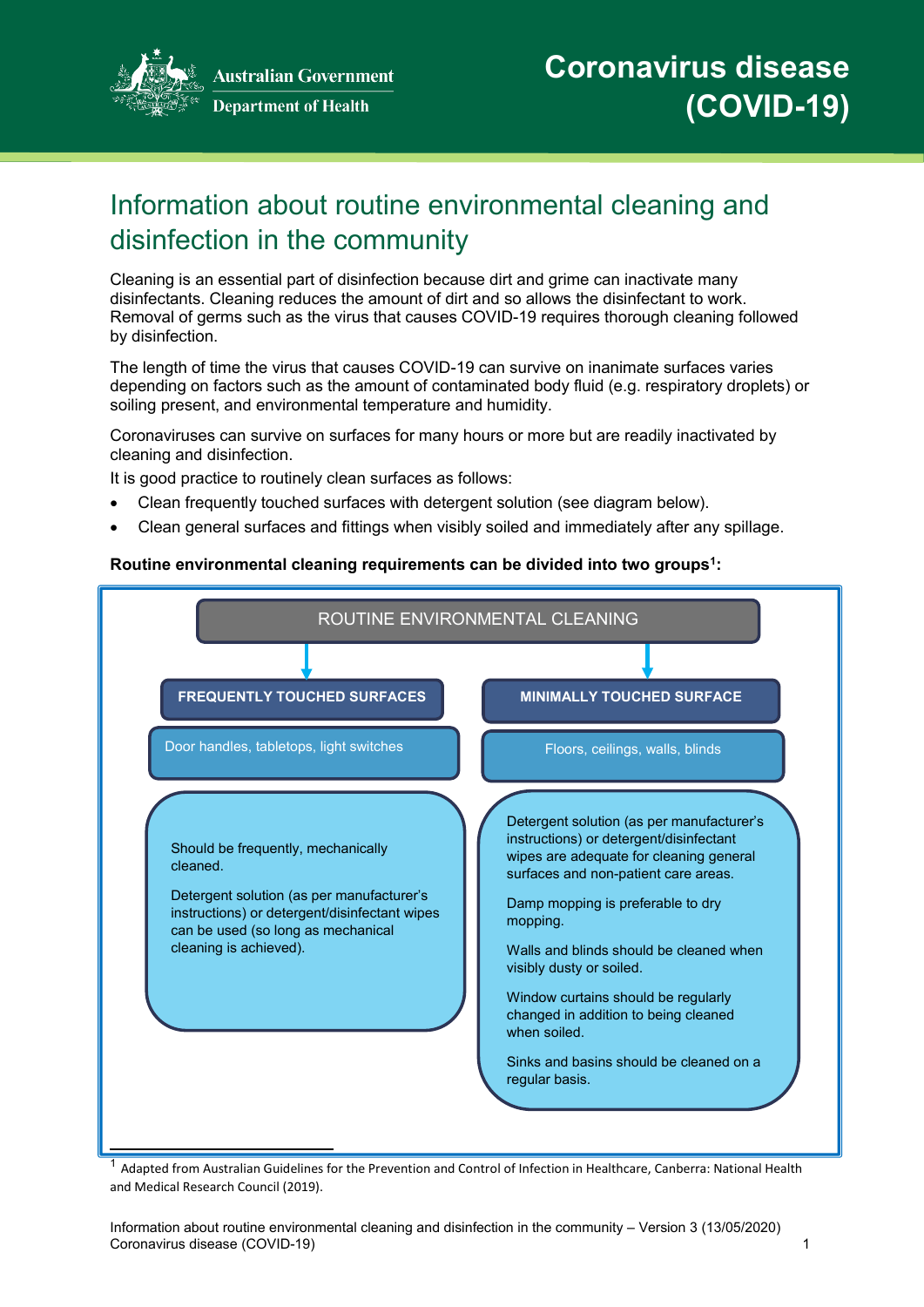Australian Government
Department of Health

# Coronavirus disease (COVID-19)

## Information about routine environmental cleaning and disinfection in the community

Cleaning is an essential part of disinfection because dirt and grime can inactivate many disinfectants. Cleaning reduces the amount of dirt and so allows the disinfectant to work. Removal of germs such as the virus that causes COVID-19 requires thorough cleaning followed by disinfection.

The length of time the virus that causes COVID-19 can survive on inanimate surfaces varies depending on factors such as the amount of contaminated body fluid (e.g. respiratory droplets) or soiling present, and environmental temperature and humidity.

Coronaviruses can survive on surfaces for many hours or more but are readily inactivated by cleaning and disinfection.

It is good practice to routinely clean surfaces as follows:

- Clean frequently touched surfaces with detergent solution (see diagram below).
- Clean general surfaces and fittings when visibly soiled and immediately after any spillage.

**Routine environmental cleaning requirements can be divided into two groups[1]:**

ROUTINE ENVIRONMENTAL CLEANING

**FREQUENTLY TOUCHED SURFACES**

Door handles, tabletops, light switches

Should be frequently, mechanically cleaned.

Detergent solution (as per manufacturer's instructions) or detergent/disinfectant wipes can be used (so long as mechanical cleaning is achieved).

**MINIMALLY TOUCHED SURFACE**

Floors, ceilings, walls, blinds

Detergent solution (as per manufacturer's instructions) or detergent/disinfectant wipes are adequate for cleaning general surfaces and non-patient care areas.

Damp mopping is preferable to dry mopping.

Walls and blinds should be cleaned when visibly dusty or soiled.

Window curtains should be regularly changed in addition to being cleaned when soiled.

Sinks and basins should be cleaned on a regular basis.

[1] Adapted from Australian Guidelines for the Prevention and Control of Infection in Healthcare, Canberra: National Health and Medical Research Council (2019).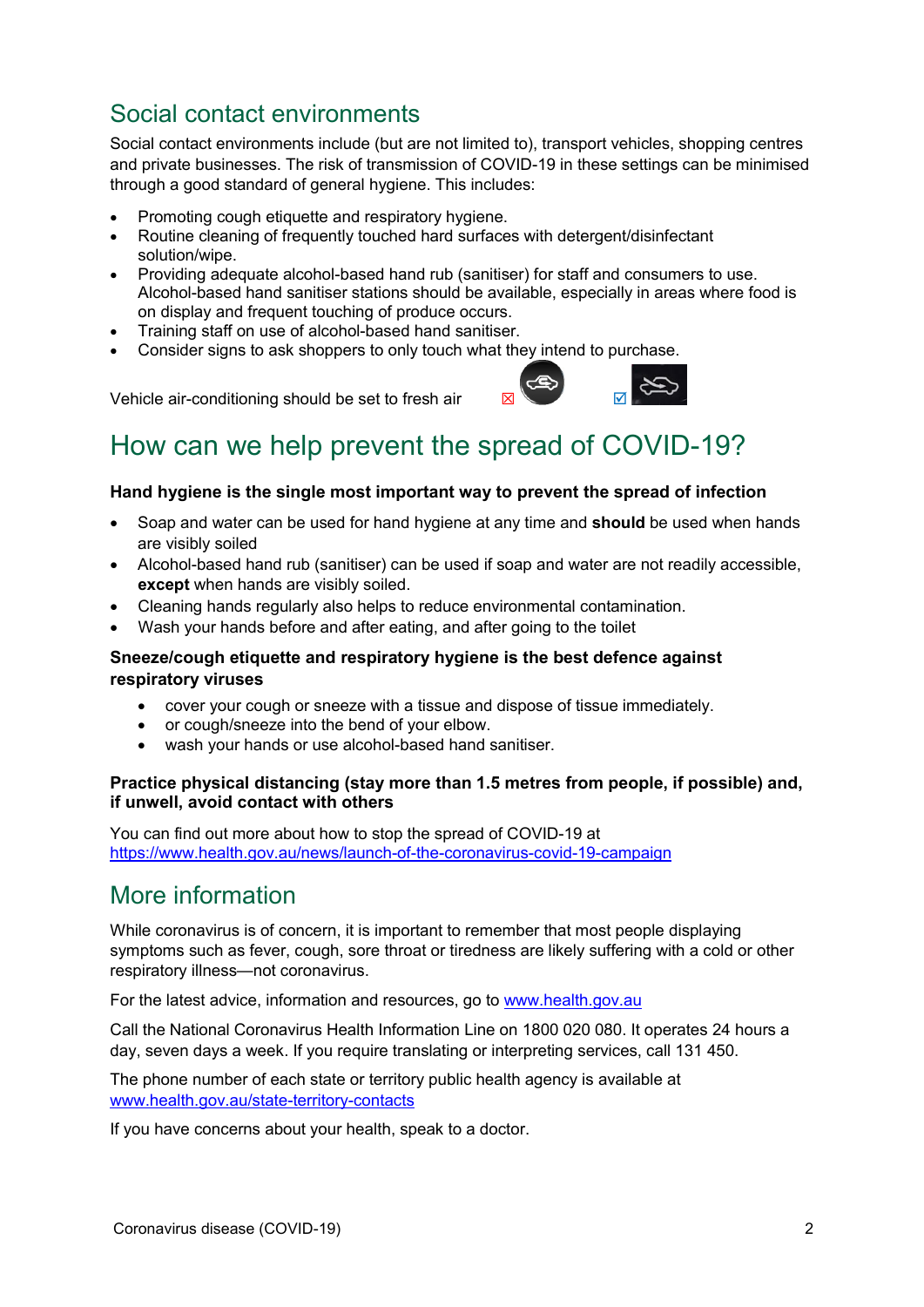## Social contact environments

Social contact environments include (but are not limited to), transport vehicles, shopping centres and private businesses. The risk of transmission of COVID-19 in these settings can be minimised through a good standard of general hygiene. This includes:

- Promoting cough etiquette and respiratory hygiene.
- Routine cleaning of frequently touched hard surfaces with detergent/disinfectant solution/wipe.
- Providing adequate alcohol-based hand rub (sanitiser) for staff and consumers to use. Alcohol-based hand sanitiser stations should be available, especially in areas where food is on display and frequent touching of produce occurs.
- Training staff on use of alcohol-based hand sanitiser.
- Consider signs to ask shoppers to only touch what they intend to purchase.

Vehicle air-conditioning should be set to fresh air ☒ ☑

# How can we help prevent the spread of COVID-19?

**Hand hygiene is the single most important way to prevent the spread of infection**

- Soap and water can be used for hand hygiene at any time and **should** be used when hands are visibly soiled
- Alcohol-based hand rub (sanitiser) can be used if soap and water are not readily accessible, **except** when hands are visibly soiled.
- Cleaning hands regularly also helps to reduce environmental contamination.
- Wash your hands before and after eating, and after going to the toilet

**Sneeze/cough etiquette and respiratory hygiene is the best defence against respiratory viruses**

- cover your cough or sneeze with a tissue and dispose of tissue immediately.
- or cough/sneeze into the bend of your elbow.
- wash your hands or use alcohol-based hand sanitiser.

**Practice physical distancing (stay more than 1.5 metres from people, if possible) and, if unwell, avoid contact with others**

You can find out more about how to stop the spread of COVID-19 at https://www.health.gov.au/news/launch-of-the-coronavirus-covid-19-campaign

## More information

While coronavirus is of concern, it is important to remember that most people displaying symptoms such as fever, cough, sore throat or tiredness are likely suffering with a cold or other respiratory illness—not coronavirus.

For the latest advice, information and resources, go to www.health.gov.au

Call the National Coronavirus Health Information Line on 1800 020 080. It operates 24 hours a day, seven days a week. If you require translating or interpreting services, call 131 450.

The phone number of each state or territory public health agency is available at www.health.gov.au/state-territory-contacts

If you have concerns about your health, speak to a doctor.